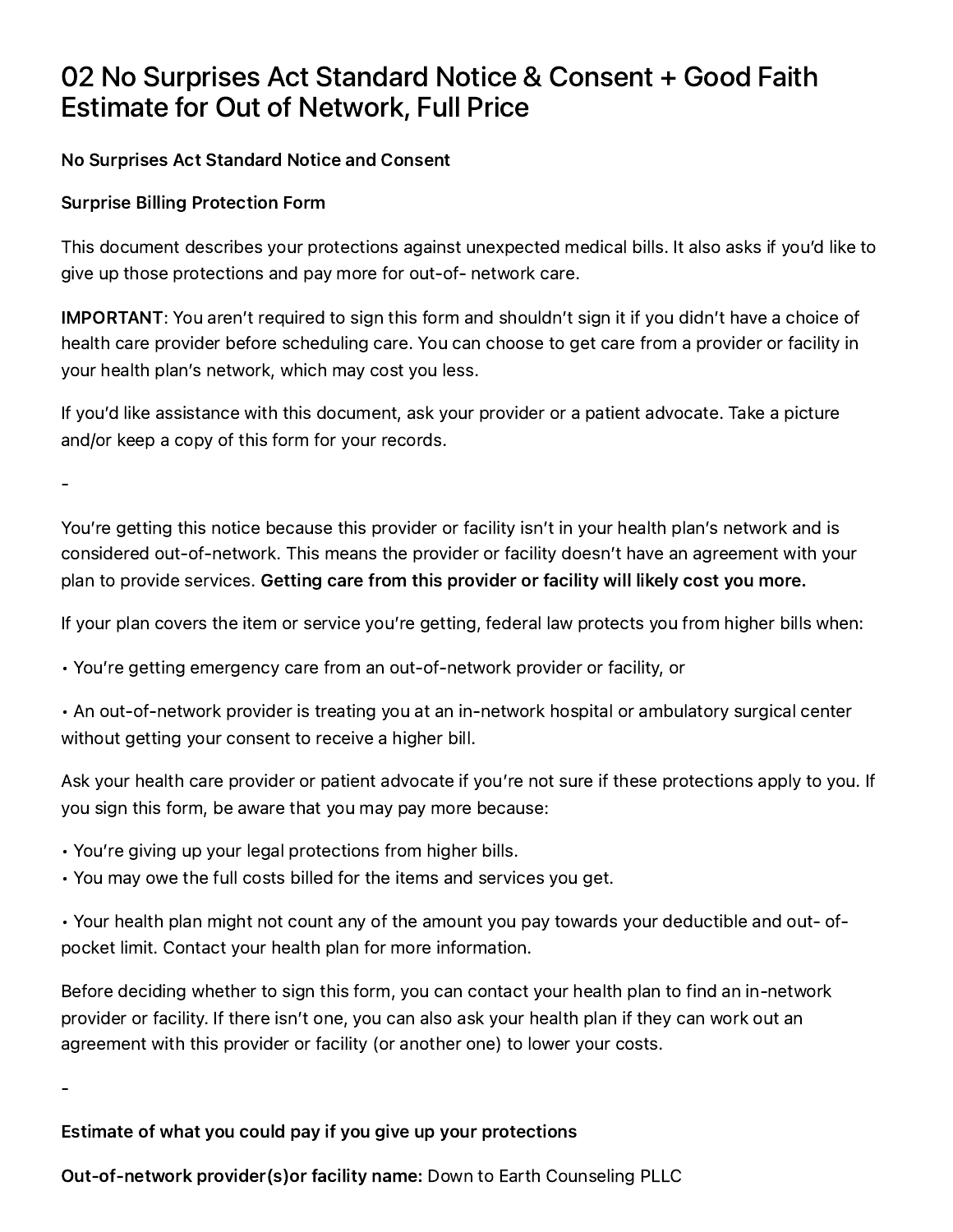# 02 No Surprises Act Standard Notice & Consent + Good Faith Estimate for Out of Network, Full Price

**No Surprises Act Standard Notice and Consent**

**Surprise Billing Protection Form**

This document describes your protections against unexpected medical bills. It also asks if you'd like to give up those protections and pay more for out-of- network care.

**IMPORTANT**: You aren't required to sign this form and shouldn't sign it if you didn't have a choice of health care provider before scheduling care. You can choose to get care from a provider or facility in your health plan's network, which may cost you less.

If you'd like assistance with this document, ask your provider or a patient advocate. Take a picture and/or keep a copy of this form for your records.

-

You're getting this notice because this provider or facility isn't in your health plan's network and is considered out-of-network. This means the provider or facility doesn't have an agreement with your plan to provide services. **Getting care from this provider or facility will likely cost you more.**

If your plan covers the item or service you're getting, federal law protects you from higher bills when:

• You're getting emergency care from an out-of-network provider or facility, or

• An out-of-network provider is treating you at an in-network hospital or ambulatory surgical center without getting your consent to receive a higher bill.

Ask your health care provider or patient advocate if you're not sure if these protections apply to you. If you sign this form, be aware that you may pay more because:

• You're giving up your legal protections from higher bills.
• You may owe the full costs billed for the items and services you get.

• Your health plan might not count any of the amount you pay towards your deductible and out- of-pocket limit. Contact your health plan for more information.

Before deciding whether to sign this form, you can contact your health plan to find an in-network provider or facility. If there isn't one, you can also ask your health plan if they can work out an agreement with this provider or facility (or another one) to lower your costs.

-

**Estimate of what you could pay if you give up your protections**

**Out-of-network provider(s)or facility name:** Down to Earth Counseling PLLC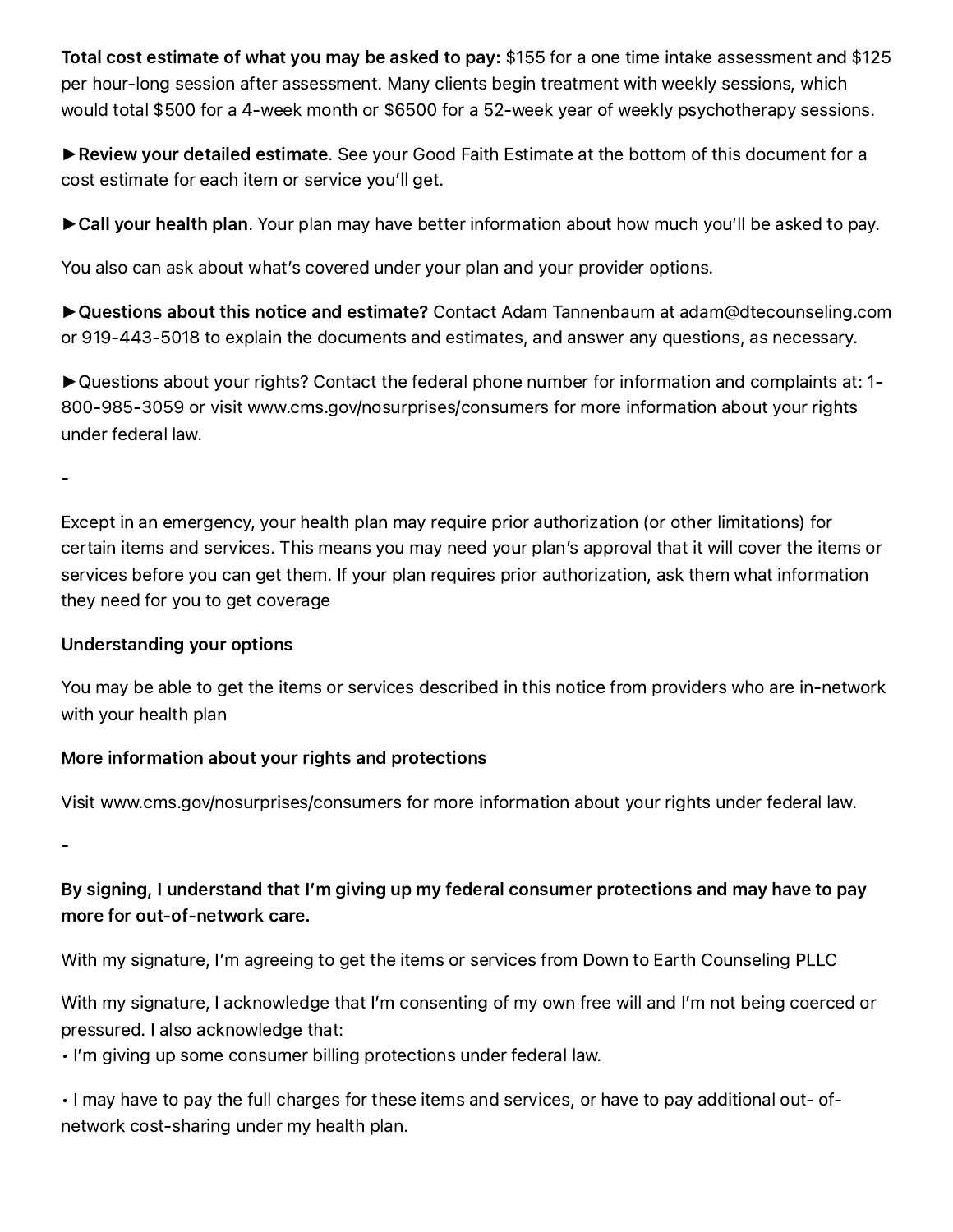**Total cost estimate of what you may be asked to pay:** $155 for a one time intake assessment and $125 per hour-long session after assessment. Many clients begin treatment with weekly sessions, which would total $500 for a 4-week month or $6500 for a 52-week year of weekly psychotherapy sessions.

►**Review your detailed estimate**. See your Good Faith Estimate at the bottom of this document for a cost estimate for each item or service you'll get.

►**Call your health plan**. Your plan may have better information about how much you'll be asked to pay.

You also can ask about what's covered under your plan and your provider options.

►**Questions about this notice and estimate?** Contact Adam Tannenbaum at adam@dtecounseling.com or 919-443-5018 to explain the documents and estimates, and answer any questions, as necessary.

►Questions about your rights? Contact the federal phone number for information and complaints at: 1-800-985-3059 or visit www.cms.gov/nosurprises/consumers for more information about your rights under federal law.

-

Except in an emergency, your health plan may require prior authorization (or other limitations) for certain items and services. This means you may need your plan's approval that it will cover the items or services before you can get them. If your plan requires prior authorization, ask them what information they need for you to get coverage

**Understanding your options**

You may be able to get the items or services described in this notice from providers who are in-network with your health plan

**More information about your rights and protections**

Visit www.cms.gov/nosurprises/consumers for more information about your rights under federal law.

-

**By signing, I understand that I'm giving up my federal consumer protections and may have to pay more for out-of-network care.**

With my signature, I'm agreeing to get the items or services from Down to Earth Counseling PLLC

With my signature, I acknowledge that I'm consenting of my own free will and I'm not being coerced or pressured. I also acknowledge that:

• I'm giving up some consumer billing protections under federal law.

• I may have to pay the full charges for these items and services, or have to pay additional out- of-network cost-sharing under my health plan.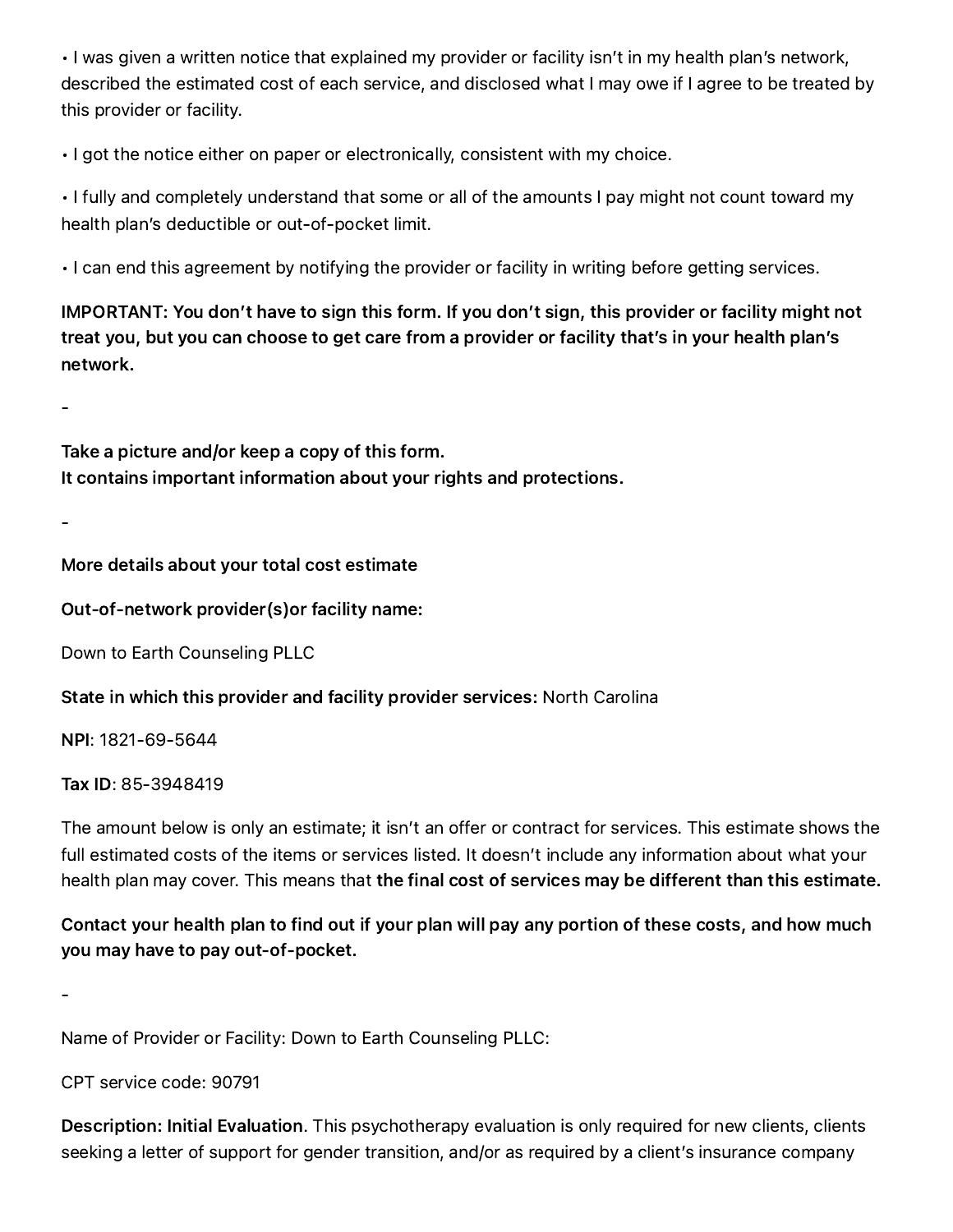• I was given a written notice that explained my provider or facility isn't in my health plan's network, described the estimated cost of each service, and disclosed what I may owe if I agree to be treated by this provider or facility.

• I got the notice either on paper or electronically, consistent with my choice.

• I fully and completely understand that some or all of the amounts I pay might not count toward my health plan's deductible or out-of-pocket limit.

• I can end this agreement by notifying the provider or facility in writing before getting services.

**IMPORTANT: You don't have to sign this form. If you don't sign, this provider or facility might not treat you, but you can choose to get care from a provider or facility that's in your health plan's network.**

-

**Take a picture and/or keep a copy of this form.**
**It contains important information about your rights and protections.**

-

**More details about your total cost estimate**

**Out-of-network provider(s)or facility name:**

Down to Earth Counseling PLLC

**State in which this provider and facility provider services:** North Carolina

**NPI**: 1821-69-5644

**Tax ID**: 85-3948419

The amount below is only an estimate; it isn't an offer or contract for services. This estimate shows the full estimated costs of the items or services listed. It doesn't include any information about what your health plan may cover. This means that **the final cost of services may be different than this estimate.**

**Contact your health plan to find out if your plan will pay any portion of these costs, and how much you may have to pay out-of-pocket.**

-

Name of Provider or Facility: Down to Earth Counseling PLLC:

CPT service code: 90791

**Description: Initial Evaluation**. This psychotherapy evaluation is only required for new clients, clients seeking a letter of support for gender transition, and/or as required by a client's insurance company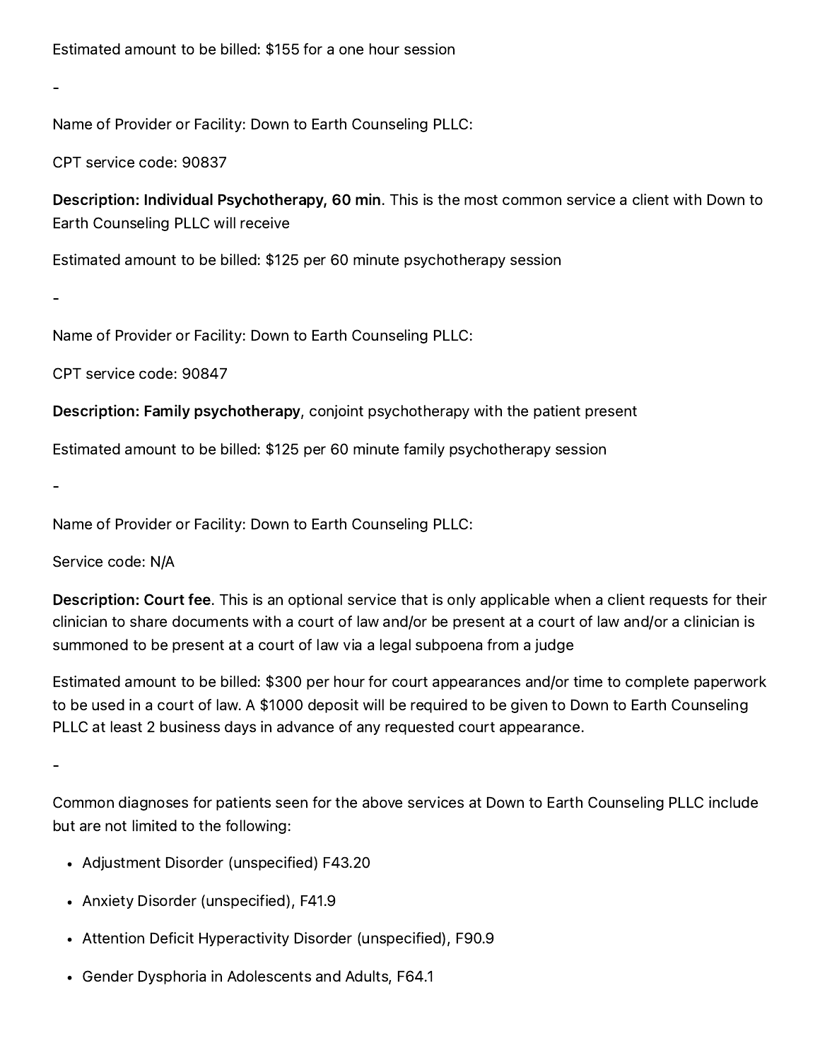Estimated amount to be billed: $155 for a one hour session

-

Name of Provider or Facility: Down to Earth Counseling PLLC:

CPT service code: 90837

**Description: Individual Psychotherapy, 60 min**. This is the most common service a client with Down to Earth Counseling PLLC will receive

Estimated amount to be billed: $125 per 60 minute psychotherapy session

-

Name of Provider or Facility: Down to Earth Counseling PLLC:

CPT service code: 90847

**Description: Family psychotherapy**, conjoint psychotherapy with the patient present

Estimated amount to be billed: $125 per 60 minute family psychotherapy session

-

Name of Provider or Facility: Down to Earth Counseling PLLC:

Service code: N/A

**Description: Court fee**. This is an optional service that is only applicable when a client requests for their clinician to share documents with a court of law and/or be present at a court of law and/or a clinician is summoned to be present at a court of law via a legal subpoena from a judge

Estimated amount to be billed: $300 per hour for court appearances and/or time to complete paperwork to be used in a court of law. A $1000 deposit will be required to be given to Down to Earth Counseling PLLC at least 2 business days in advance of any requested court appearance.

-

Common diagnoses for patients seen for the above services at Down to Earth Counseling PLLC include but are not limited to the following:

- Adjustment Disorder (unspecified) F43.20
- Anxiety Disorder (unspecified), F41.9
- Attention Deficit Hyperactivity Disorder (unspecified), F90.9
- Gender Dysphoria in Adolescents and Adults, F64.1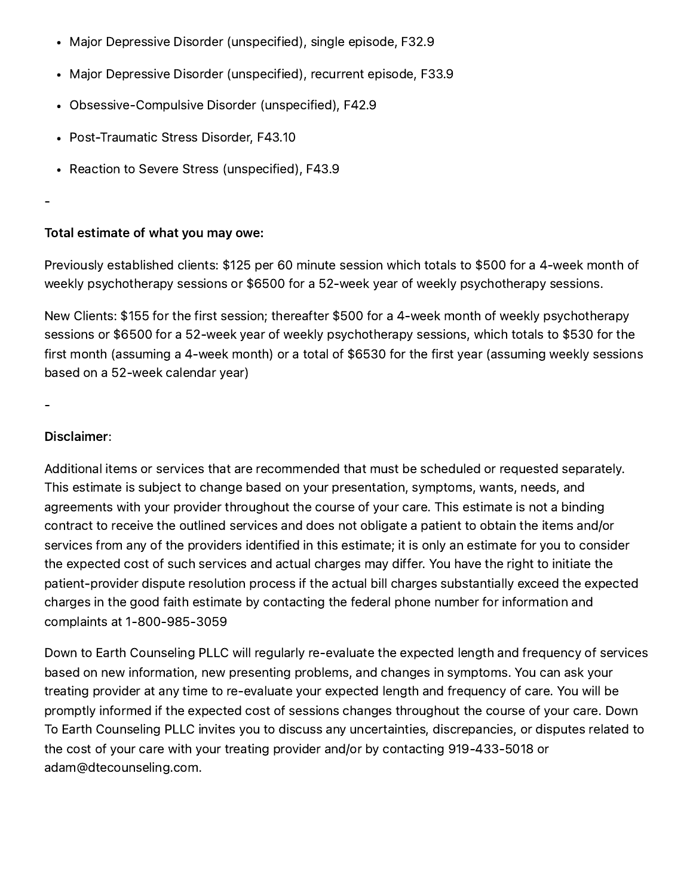- Major Depressive Disorder (unspecified), single episode, F32.9
- Major Depressive Disorder (unspecified), recurrent episode, F33.9
- Obsessive-Compulsive Disorder (unspecified), F42.9
- Post-Traumatic Stress Disorder, F43.10
- Reaction to Severe Stress (unspecified), F43.9

-

**Total estimate of what you may owe:**

Previously established clients: $125 per 60 minute session which totals to $500 for a 4-week month of weekly psychotherapy sessions or $6500 for a 52-week year of weekly psychotherapy sessions.

New Clients: $155 for the first session; thereafter $500 for a 4-week month of weekly psychotherapy sessions or $6500 for a 52-week year of weekly psychotherapy sessions, which totals to $530 for the first month (assuming a 4-week month) or a total of $6530 for the first year (assuming weekly sessions based on a 52-week calendar year)

-

**Disclaimer**:

Additional items or services that are recommended that must be scheduled or requested separately. This estimate is subject to change based on your presentation, symptoms, wants, needs, and agreements with your provider throughout the course of your care. This estimate is not a binding contract to receive the outlined services and does not obligate a patient to obtain the items and/or services from any of the providers identified in this estimate; it is only an estimate for you to consider the expected cost of such services and actual charges may differ. You have the right to initiate the patient-provider dispute resolution process if the actual bill charges substantially exceed the expected charges in the good faith estimate by contacting the federal phone number for information and complaints at 1-800-985-3059

Down to Earth Counseling PLLC will regularly re-evaluate the expected length and frequency of services based on new information, new presenting problems, and changes in symptoms. You can ask your treating provider at any time to re-evaluate your expected length and frequency of care. You will be promptly informed if the expected cost of sessions changes throughout the course of your care. Down To Earth Counseling PLLC invites you to discuss any uncertainties, discrepancies, or disputes related to the cost of your care with your treating provider and/or by contacting 919-433-5018 or adam@dtecounseling.com.